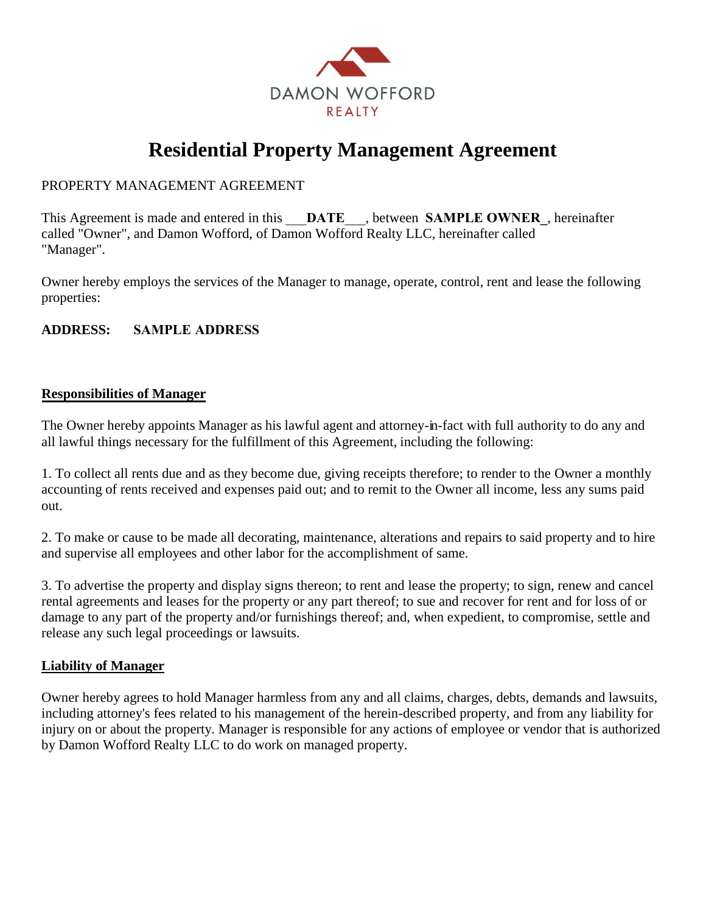DAMON WOFFORD
REALTY

# Residential Property Management Agreement

PROPERTY MANAGEMENT AGREEMENT

This Agreement is made and entered in this ___**DATE**___, between **SAMPLE OWNER_**, hereinafter called "Owner", and Damon Wofford, of Damon Wofford Realty LLC, hereinafter called "Manager".

Owner hereby employs the services of the Manager to manage, operate, control, rent and lease the following properties:

**ADDRESS: SAMPLE ADDRESS**

## Responsibilities of Manager

The Owner hereby appoints Manager as his lawful agent and attorney-in-fact with full authority to do any and all lawful things necessary for the fulfillment of this Agreement, including the following:

1. To collect all rents due and as they become due, giving receipts therefore; to render to the Owner a monthly accounting of rents received and expenses paid out; and to remit to the Owner all income, less any sums paid out.

2. To make or cause to be made all decorating, maintenance, alterations and repairs to said property and to hire and supervise all employees and other labor for the accomplishment of same.

3. To advertise the property and display signs thereon; to rent and lease the property; to sign, renew and cancel rental agreements and leases for the property or any part thereof; to sue and recover for rent and for loss of or damage to any part of the property and/or furnishings thereof; and, when expedient, to compromise, settle and release any such legal proceedings or lawsuits.

## Liability of Manager

Owner hereby agrees to hold Manager harmless from any and all claims, charges, debts, demands and lawsuits, including attorney's fees related to his management of the herein-described property, and from any liability for injury on or about the property. Manager is responsible for any actions of employee or vendor that is authorized by Damon Wofford Realty LLC to do work on managed property.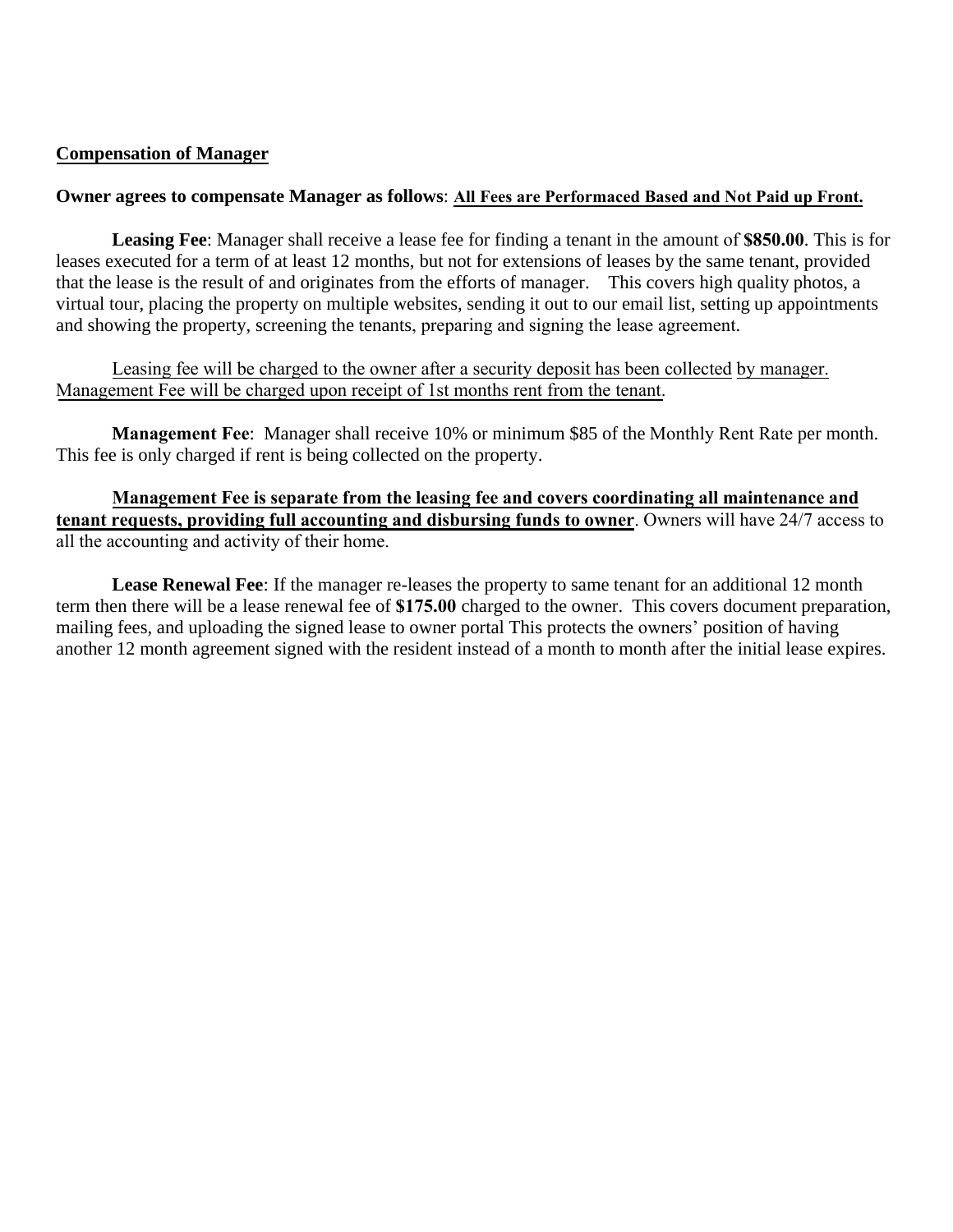**Compensation of Manager**

**Owner agrees to compensate Manager as follows**: **All Fees are Performaced Based and Not Paid up Front.**

**Leasing Fee**: Manager shall receive a lease fee for finding a tenant in the amount of **$850.00**. This is for leases executed for a term of at least 12 months, but not for extensions of leases by the same tenant, provided that the lease is the result of and originates from the efforts of manager. This covers high quality photos, a virtual tour, placing the property on multiple websites, sending it out to our email list, setting up appointments and showing the property, screening the tenants, preparing and signing the lease agreement.

Leasing fee will be charged to the owner after a security deposit has been collected by manager. Management Fee will be charged upon receipt of 1st months rent from the tenant.

**Management Fee**: Manager shall receive 10% or minimum $85 of the Monthly Rent Rate per month. This fee is only charged if rent is being collected on the property.

**Management Fee is separate from the leasing fee and covers coordinating all maintenance and tenant requests, providing full accounting and disbursing funds to owner**. Owners will have 24/7 access to all the accounting and activity of their home.

**Lease Renewal Fee**: If the manager re-leases the property to same tenant for an additional 12 month term then there will be a lease renewal fee of **$175.00** charged to the owner. This covers document preparation, mailing fees, and uploading the signed lease to owner portal This protects the owners' position of having another 12 month agreement signed with the resident instead of a month to month after the initial lease expires.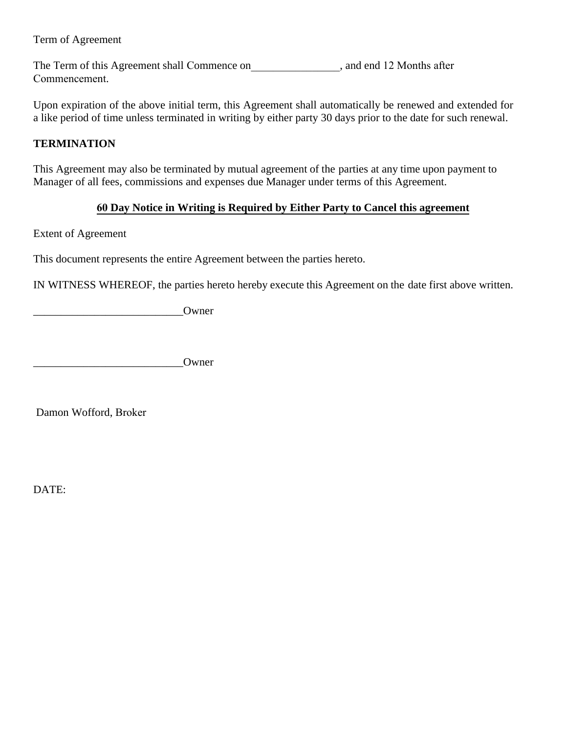Term of Agreement

The Term of this Agreement shall Commence on________________, and end 12 Months after Commencement.

Upon expiration of the above initial term, this Agreement shall automatically be renewed and extended for a like period of time unless terminated in writing by either party 30 days prior to the date for such renewal.

**TERMINATION**

This Agreement may also be terminated by mutual agreement of the parties at any time upon payment to Manager of all fees, commissions and expenses due Manager under terms of this Agreement.

<u>**60 Day Notice in Writing is Required by Either Party to Cancel this agreement**</u>

Extent of Agreement

This document represents the entire Agreement between the parties hereto.

IN WITNESS WHEREOF, the parties hereto hereby execute this Agreement on the date first above written.

___________________________Owner

___________________________Owner

Damon Wofford, Broker

DATE: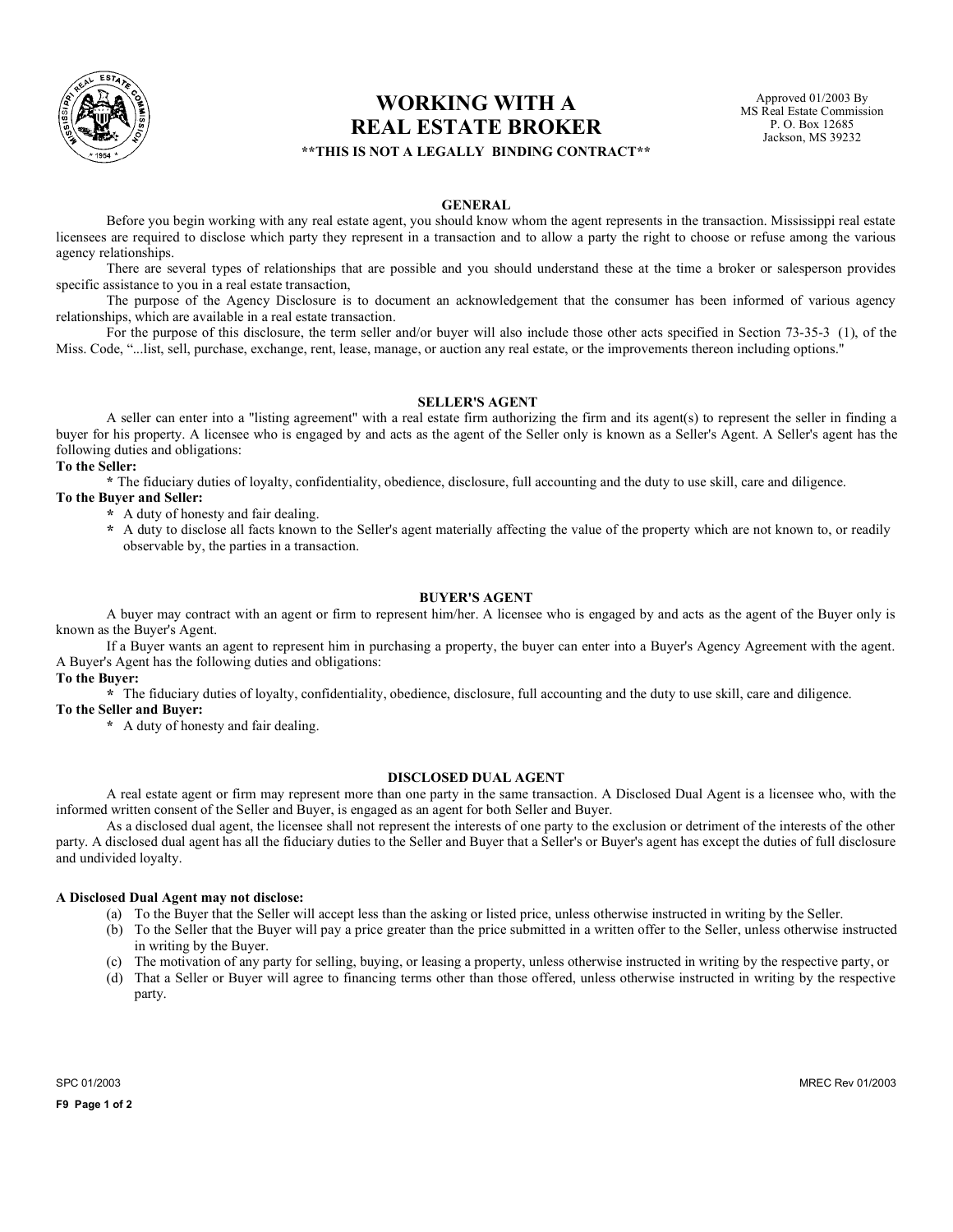# WORKING WITH A REAL ESTATE BROKER

Approved 01/2003 By
MS Real Estate Commission
P. O. Box 12685
Jackson, MS 39232

**\*\*THIS IS NOT A LEGALLY BINDING CONTRACT\*\***

## GENERAL

Before you begin working with any real estate agent, you should know whom the agent represents in the transaction. Mississippi real estate licensees are required to disclose which party they represent in a transaction and to allow a party the right to choose or refuse among the various agency relationships.

There are several types of relationships that are possible and you should understand these at the time a broker or salesperson provides specific assistance to you in a real estate transaction,

The purpose of the Agency Disclosure is to document an acknowledgement that the consumer has been informed of various agency relationships, which are available in a real estate transaction.

For the purpose of this disclosure, the term seller and/or buyer will also include those other acts specified in Section 73-35-3 (1), of the Miss. Code, "...list, sell, purchase, exchange, rent, lease, manage, or auction any real estate, or the improvements thereon including options."

## SELLER'S AGENT

A seller can enter into a "listing agreement" with a real estate firm authorizing the firm and its agent(s) to represent the seller in finding a buyer for his property. A licensee who is engaged by and acts as the agent of the Seller only is known as a Seller's Agent. A Seller's agent has the following duties and obligations:

**To the Seller:**

* The fiduciary duties of loyalty, confidentiality, obedience, disclosure, full accounting and the duty to use skill, care and diligence.

**To the Buyer and Seller:**

* A duty of honesty and fair dealing.
* A duty to disclose all facts known to the Seller's agent materially affecting the value of the property which are not known to, or readily observable by, the parties in a transaction.

## BUYER'S AGENT

A buyer may contract with an agent or firm to represent him/her. A licensee who is engaged by and acts as the agent of the Buyer only is known as the Buyer's Agent.

If a Buyer wants an agent to represent him in purchasing a property, the buyer can enter into a Buyer's Agency Agreement with the agent. A Buyer's Agent has the following duties and obligations:

**To the Buyer:**

* The fiduciary duties of loyalty, confidentiality, obedience, disclosure, full accounting and the duty to use skill, care and diligence.

**To the Seller and Buyer:**

* A duty of honesty and fair dealing.

## DISCLOSED DUAL AGENT

A real estate agent or firm may represent more than one party in the same transaction. A Disclosed Dual Agent is a licensee who, with the informed written consent of the Seller and Buyer, is engaged as an agent for both Seller and Buyer.

As a disclosed dual agent, the licensee shall not represent the interests of one party to the exclusion or detriment of the interests of the other party. A disclosed dual agent has all the fiduciary duties to the Seller and Buyer that a Seller's or Buyer's agent has except the duties of full disclosure and undivided loyalty.

**A Disclosed Dual Agent may not disclose:**

(a) To the Buyer that the Seller will accept less than the asking or listed price, unless otherwise instructed in writing by the Seller.
(b) To the Seller that the Buyer will pay a price greater than the price submitted in a written offer to the Seller, unless otherwise instructed in writing by the Buyer.
(c) The motivation of any party for selling, buying, or leasing a property, unless otherwise instructed in writing by the respective party, or
(d) That a Seller or Buyer will agree to financing terms other than those offered, unless otherwise instructed in writing by the respective party.

SPC 01/2003 MREC Rev 01/2003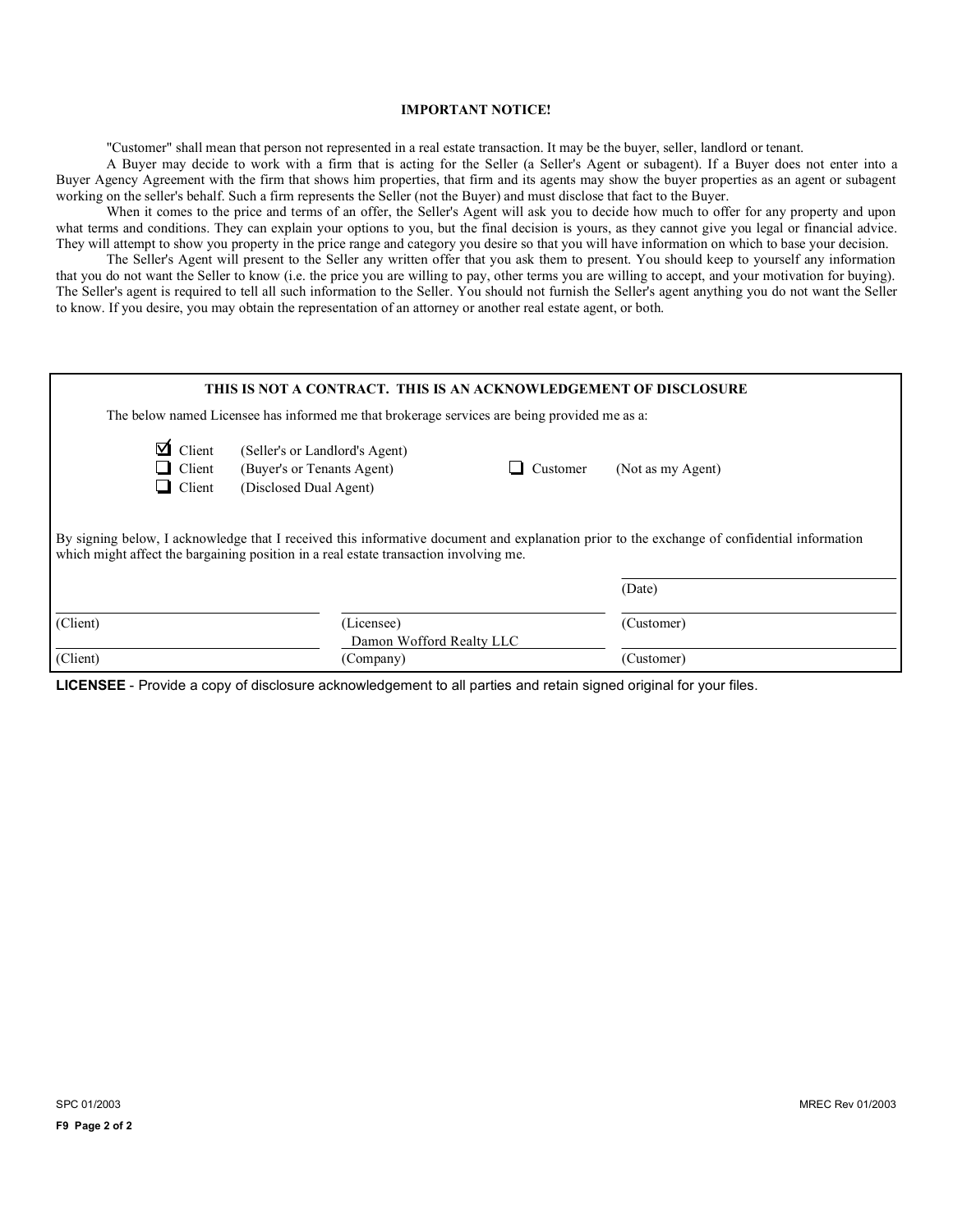**IMPORTANT NOTICE!**

"Customer" shall mean that person not represented in a real estate transaction. It may be the buyer, seller, landlord or tenant.

A Buyer may decide to work with a firm that is acting for the Seller (a Seller's Agent or subagent). If a Buyer does not enter into a Buyer Agency Agreement with the firm that shows him properties, that firm and its agents may show the buyer properties as an agent or subagent working on the seller's behalf. Such a firm represents the Seller (not the Buyer) and must disclose that fact to the Buyer.

When it comes to the price and terms of an offer, the Seller's Agent will ask you to decide how much to offer for any property and upon what terms and conditions. They can explain your options to you, but the final decision is yours, as they cannot give you legal or financial advice. They will attempt to show you property in the price range and category you desire so that you will have information on which to base your decision.

The Seller's Agent will present to the Seller any written offer that you ask them to present. You should keep to yourself any information that you do not want the Seller to know (i.e. the price you are willing to pay, other terms you are willing to accept, and your motivation for buying). The Seller's agent is required to tell all such information to the Seller. You should not furnish the Seller's agent anything you do not want the Seller to know. If you desire, you may obtain the representation of an attorney or another real estate agent, or both.

**THIS IS NOT A CONTRACT. THIS IS AN ACKNOWLEDGEMENT OF DISCLOSURE**

The below named Licensee has informed me that brokerage services are being provided me as a:

- ☑ Client (Seller's or Landlord's Agent)
- ☐ Client (Buyer's or Tenants Agent)
- ☐ Client (Disclosed Dual Agent)
- ☐ Customer (Not as my Agent)

By signing below, I acknowledge that I received this informative document and explanation prior to the exchange of confidential information which might affect the bargaining position in a real estate transaction involving me.

| | | |
|---|---|---|
| | | (Date) |
| (Client) | (Licensee) | (Customer) |
| | Damon Wofford Realty LLC | |
| (Client) | (Company) | (Customer) |

**LICENSEE** - Provide a copy of disclosure acknowledgement to all parties and retain signed original for your files.

SPC 01/2003

MREC Rev 01/2003

F9